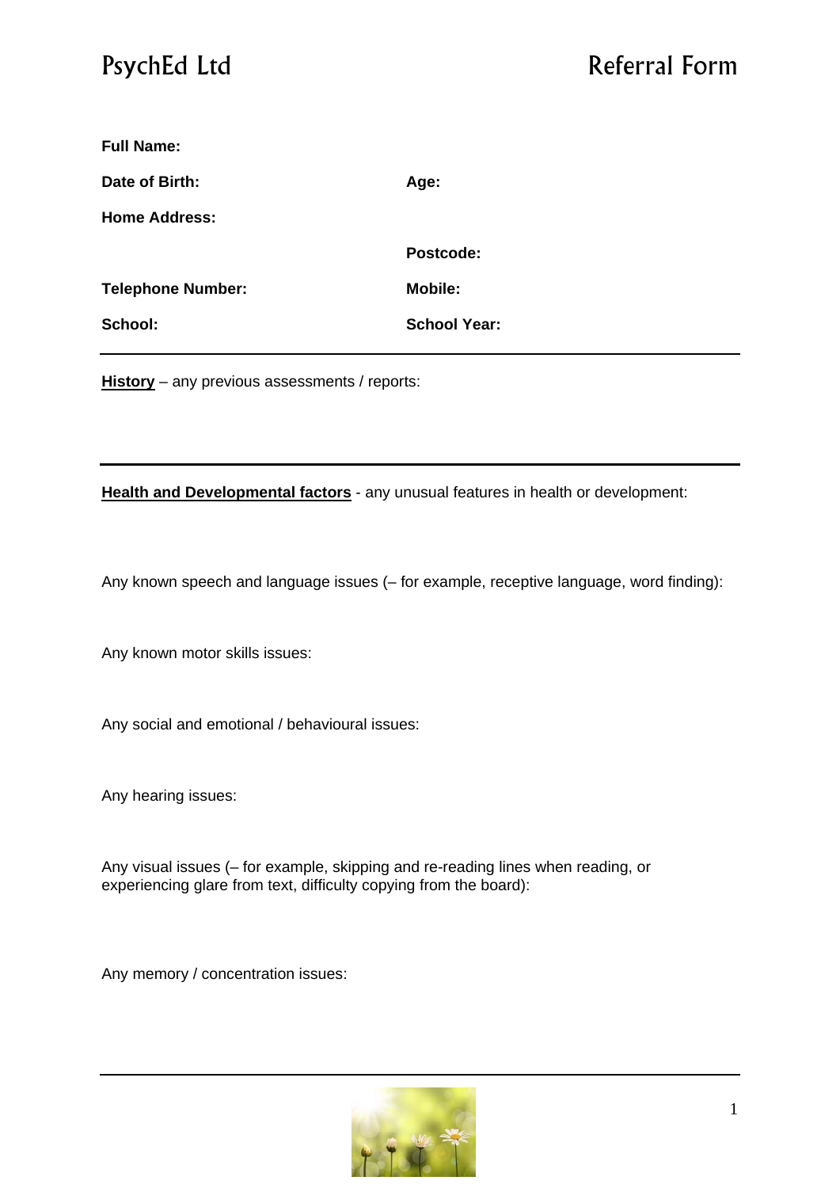# PsychEd Ltd

# Referral Form

| | |
|---|---|
| **Full Name:** | |
| **Date of Birth:** | **Age:** |
| **Home Address:** | |
| | **Postcode:** |
| **Telephone Number:** | **Mobile:** |
| **School:** | **School Year:** |

---

**History** – any previous assessments / reports:

---

**Health and Developmental factors** - any unusual features in health or development:

Any known speech and language issues (– for example, receptive language, word finding):

Any known motor skills issues:

Any social and emotional / behavioural issues:

Any hearing issues:

Any visual issues (– for example, skipping and re-reading lines when reading, or experiencing glare from text, difficulty copying from the board):

Any memory / concentration issues: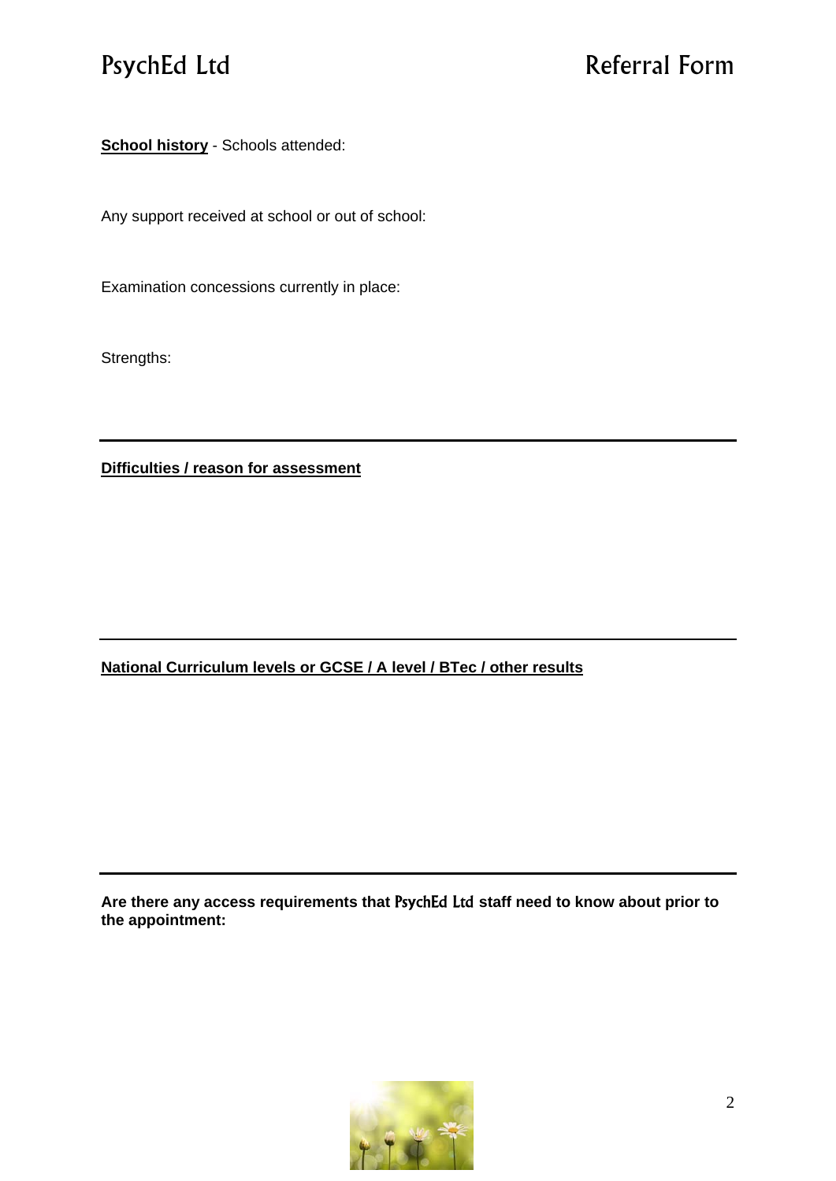**School history** - Schools attended:

Any support received at school or out of school:

Examination concessions currently in place:

Strengths:

---

**Difficulties / reason for assessment**

---

**National Curriculum levels or GCSE / A level / BTec / other results**

---

**Are there any access requirements that PsychEd Ltd staff need to know about prior to the appointment:**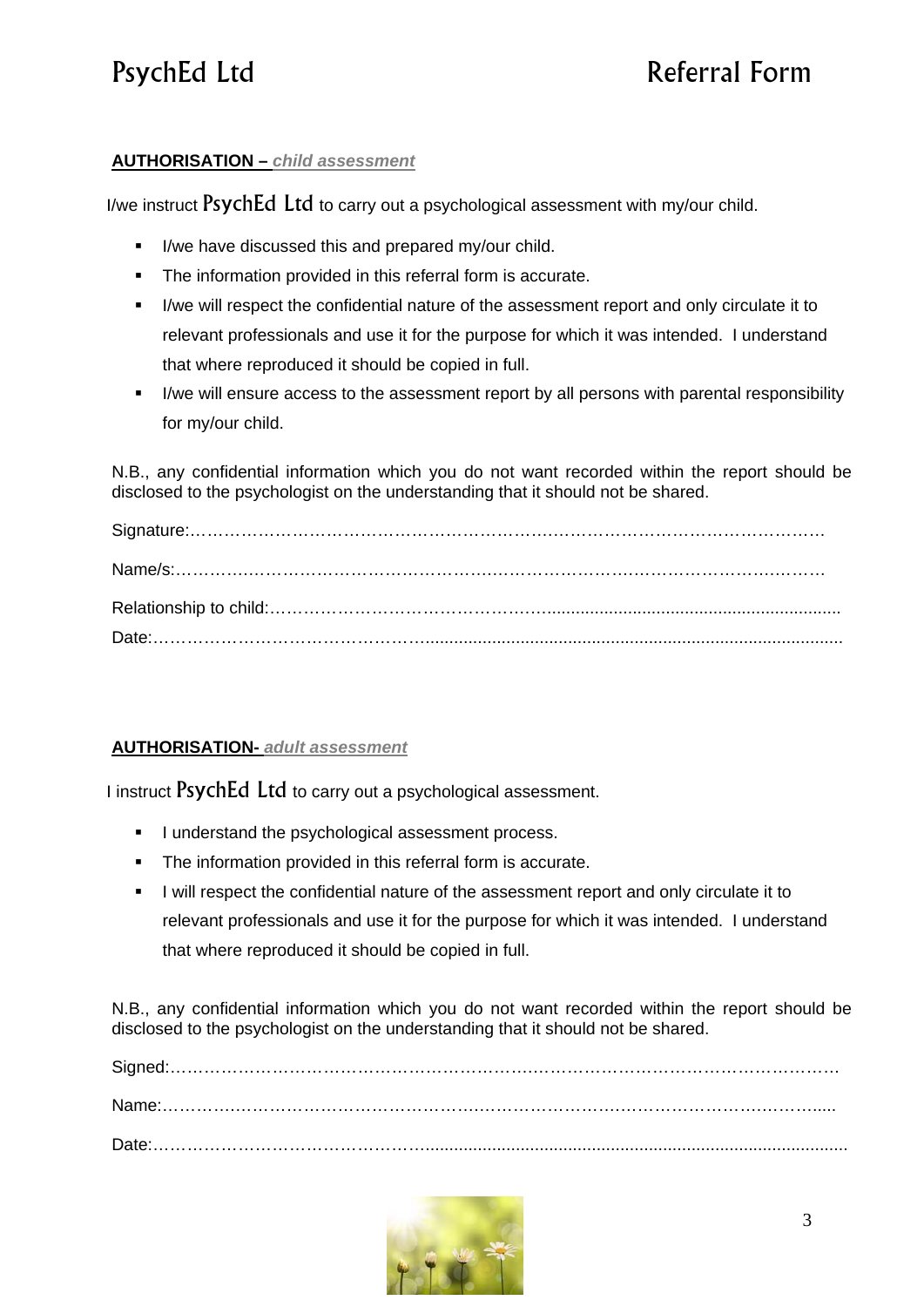# PsychEd Ltd Referral Form

**AUTHORISATION – *child assessment***

I/we instruct PsychEd Ltd to carry out a psychological assessment with my/our child.

- I/we have discussed this and prepared my/our child.
- The information provided in this referral form is accurate.
- I/we will respect the confidential nature of the assessment report and only circulate it to relevant professionals and use it for the purpose for which it was intended. I understand that where reproduced it should be copied in full.
- I/we will ensure access to the assessment report by all persons with parental responsibility for my/our child.

N.B., any confidential information which you do not want recorded within the report should be disclosed to the psychologist on the understanding that it should not be shared.

Signature:……………………………………………………………………………………………………

Name/s:……………………………………………………………………………………………………

Relationship to child:…………………………………………...............................................................

Date:………………………………………….......................................................................................

**AUTHORISATION- *adult assessment***

I instruct PsychEd Ltd to carry out a psychological assessment.

- I understand the psychological assessment process.
- The information provided in this referral form is accurate.
- I will respect the confidential nature of the assessment report and only circulate it to relevant professionals and use it for the purpose for which it was intended. I understand that where reproduced it should be copied in full.

N.B., any confidential information which you do not want recorded within the report should be disclosed to the psychologist on the understanding that it should not be shared.

Signed:……………………………………………………………………………………………………

Name:…………………………………………………………………………………………………......

Date:…………………………………………..........................................................................................